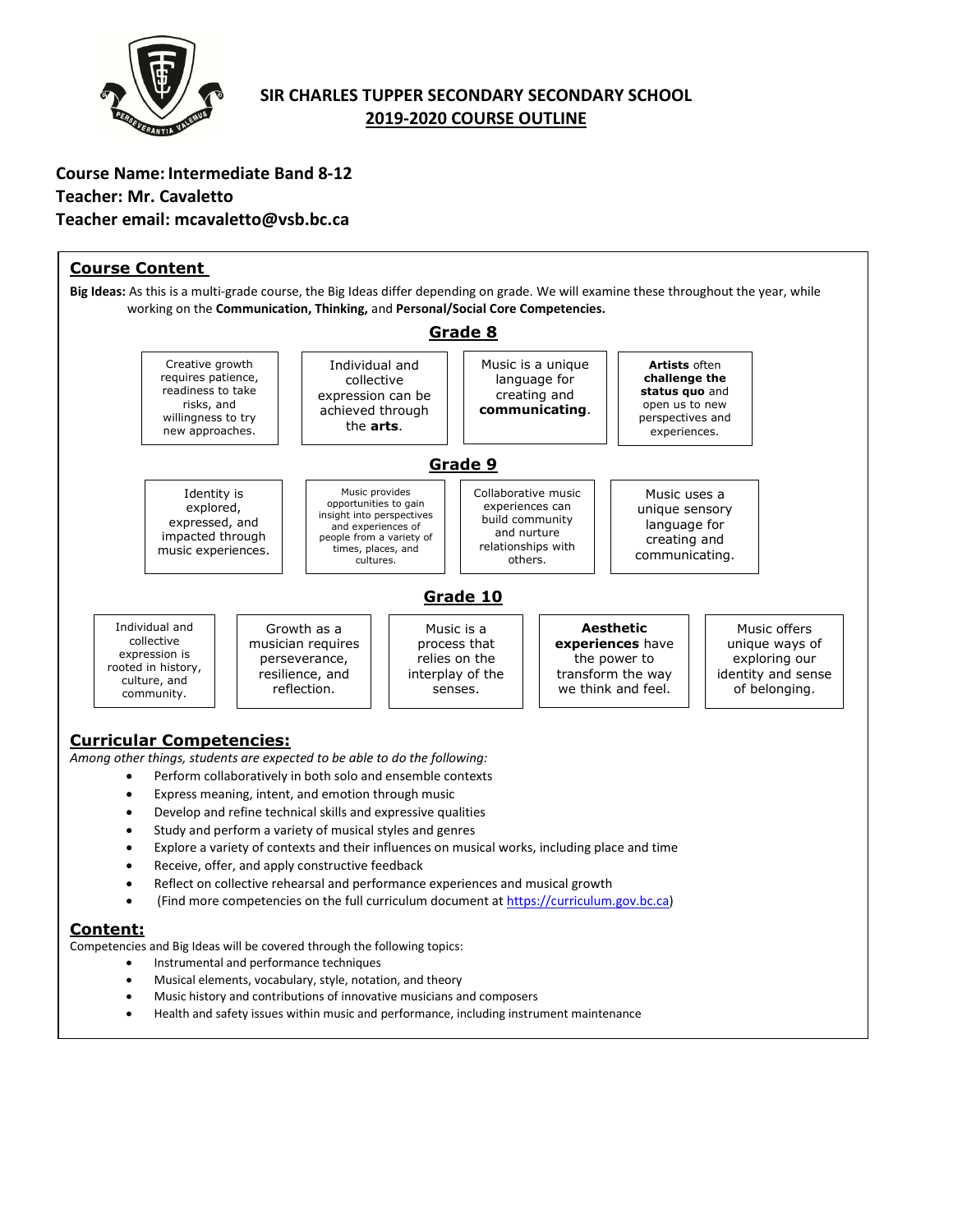# SIR CHARLES TUPPER SECONDARY SECONDARY SCHOOL
## 2019-2020 COURSE OUTLINE

**Course Name: Intermediate Band 8-12**
**Teacher: Mr. Cavaletto**
**Teacher email: mcavaletto@vsb.bc.ca**

## Course Content

**Big Ideas:** As this is a multi-grade course, the Big Ideas differ depending on grade. We will examine these throughout the year, while working on the **Communication, Thinking,** and **Personal/Social Core Competencies.**

### Grade 8

| | | | |
|---|---|---|---|
| Creative growth requires patience, readiness to take risks, and willingness to try new approaches. | Individual and collective expression can be achieved through the **arts**. | Music is a unique language for creating and **communicating**. | **Artists** often **challenge the status quo** and open us to new perspectives and experiences. |

### Grade 9

| | | | |
|---|---|---|---|
| Identity is explored, expressed, and impacted through music experiences. | Music provides opportunities to gain insight into perspectives and experiences of people from a variety of times, places, and cultures. | Collaborative music experiences can build community and nurture relationships with others. | Music uses a unique sensory language for creating and communicating. |

### Grade 10

| | | | | |
|---|---|---|---|---|
| Individual and collective expression is rooted in history, culture, and community. | Growth as a musician requires perseverance, resilience, and reflection. | Music is a process that relies on the interplay of the senses. | **Aesthetic experiences** have the power to transform the way we think and feel. | Music offers unique ways of exploring our identity and sense of belonging. |

## Curricular Competencies:

*Among other things, students are expected to be able to do the following:*

- Perform collaboratively in both solo and ensemble contexts
- Express meaning, intent, and emotion through music
- Develop and refine technical skills and expressive qualities
- Study and perform a variety of musical styles and genres
- Explore a variety of contexts and their influences on musical works, including place and time
- Receive, offer, and apply constructive feedback
- Reflect on collective rehearsal and performance experiences and musical growth
- (Find more competencies on the full curriculum document at https://curriculum.gov.bc.ca)

## Content:

Competencies and Big Ideas will be covered through the following topics:

- Instrumental and performance techniques
- Musical elements, vocabulary, style, notation, and theory
- Music history and contributions of innovative musicians and composers
- Health and safety issues within music and performance, including instrument maintenance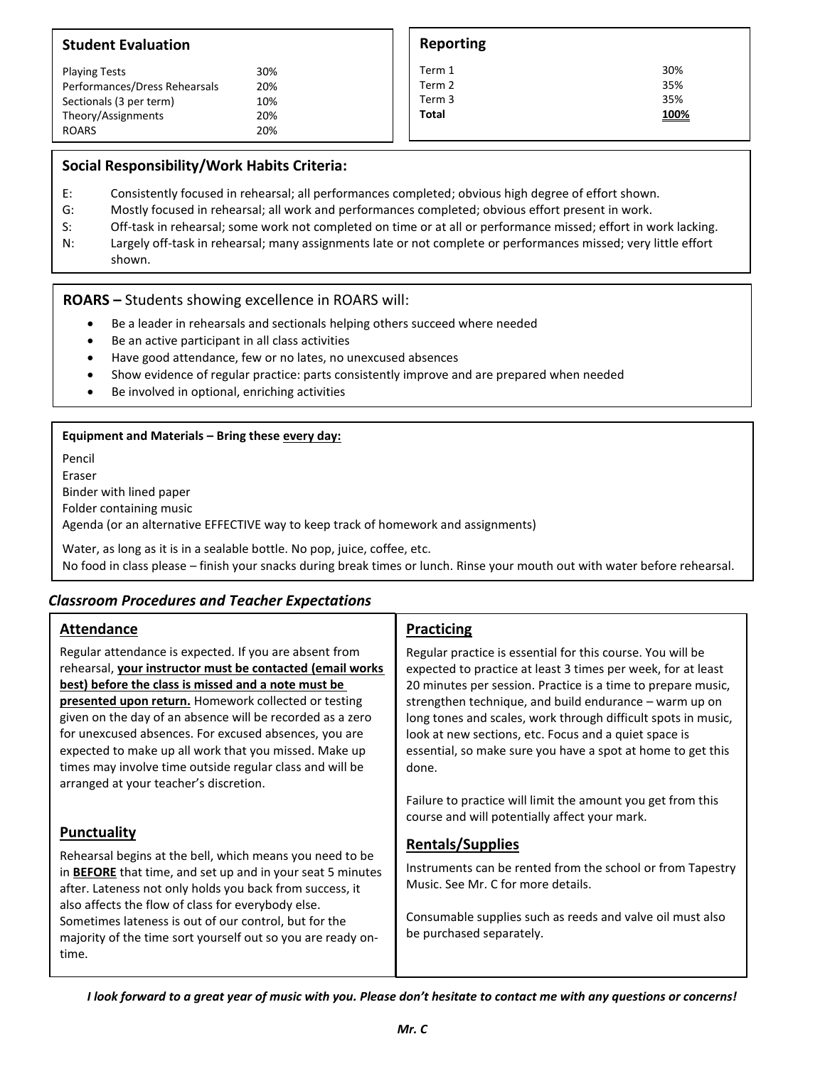## Student Evaluation

| | |
|---|---|
| Playing Tests | 30% |
| Performances/Dress Rehearsals | 20% |
| Sectionals (3 per term) | 10% |
| Theory/Assignments | 20% |
| ROARS | 20% |

## Reporting

| | |
|---|---|
| Term 1 | 30% |
| Term 2 | 35% |
| Term 3 | 35% |
| **Total** | **<u>100%</u>** |

## Social Responsibility/Work Habits Criteria:

E: Consistently focused in rehearsal; all performances completed; obvious high degree of effort shown.

G: Mostly focused in rehearsal; all work and performances completed; obvious effort present in work.

S: Off-task in rehearsal; some work not completed on time or at all or performance missed; effort in work lacking.

N: Largely off-task in rehearsal; many assignments late or not complete or performances missed; very little effort shown.

**ROARS –** Students showing excellence in ROARS will:

- Be a leader in rehearsals and sectionals helping others succeed where needed
- Be an active participant in all class activities
- Have good attendance, few or no lates, no unexcused absences
- Show evidence of regular practice: parts consistently improve and are prepared when needed
- Be involved in optional, enriching activities

**Equipment and Materials – Bring these <u>every day:</u>**

Pencil
Eraser
Binder with lined paper
Folder containing music
Agenda (or an alternative EFFECTIVE way to keep track of homework and assignments)

Water, as long as it is in a sealable bottle. No pop, juice, coffee, etc.
No food in class please – finish your snacks during break times or lunch. Rinse your mouth out with water before rehearsal.

### *Classroom Procedures and Teacher Expectations*

### <u>Attendance</u>

Regular attendance is expected. If you are absent from rehearsal, **<u>your instructor must be contacted (email works best) before the class is missed and a note must be presented upon return.</u>** Homework collected or testing given on the day of an absence will be recorded as a zero for unexcused absences. For excused absences, you are expected to make up all work that you missed. Make up times may involve time outside regular class and will be arranged at your teacher's discretion.

### <u>Punctuality</u>

Rehearsal begins at the bell, which means you need to be in **<u>BEFORE</u>** that time, and set up and in your seat 5 minutes after. Lateness not only holds you back from success, it also affects the flow of class for everybody else. Sometimes lateness is out of our control, but for the majority of the time sort yourself out so you are ready on-time.

### <u>Practicing</u>

Regular practice is essential for this course. You will be expected to practice at least 3 times per week, for at least 20 minutes per session. Practice is a time to prepare music, strengthen technique, and build endurance – warm up on long tones and scales, work through difficult spots in music, look at new sections, etc. Focus and a quiet space is essential, so make sure you have a spot at home to get this done.

Failure to practice will limit the amount you get from this course and will potentially affect your mark.

### <u>Rentals/Supplies</u>

Instruments can be rented from the school or from Tapestry Music. See Mr. C for more details.

Consumable supplies such as reeds and valve oil must also be purchased separately.

***I look forward to a great year of music with you. Please don't hesitate to contact me with any questions or concerns!***

***Mr. C***